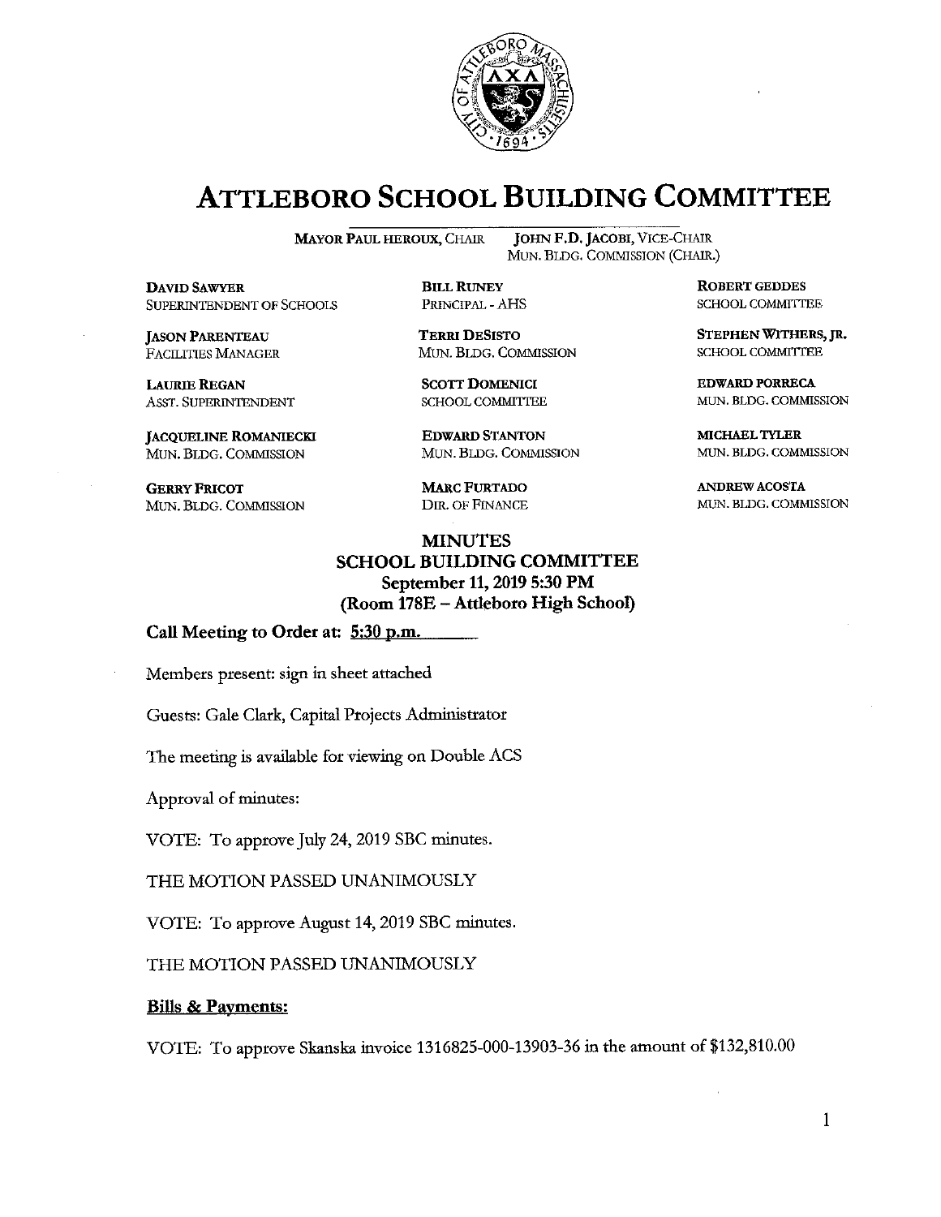# ATTLEBORO SCHOOL BUILDING COMMITTEE

**MAYOR PAUL HEROUX**, CHAIR
**JOHN F.D. JACOBI**, VICE-CHAIR
MUN. BLDG. COMMISSION (CHAIR.)

**DAVID SAWYER**
SUPERINTENDENT OF SCHOOLS

**BILL RUNEY**
PRINCIPAL - AHS

**ROBERT GEDDES**
SCHOOL COMMITTEE

**JASON PARENTEAU**
FACILITIES MANAGER

**TERRI DESISTO**
MUN. BLDG. COMMISSION

**STEPHEN WITHERS, JR.**
SCHOOL COMMITTEE

**LAURIE REGAN**
ASST. SUPERINTENDENT

**SCOTT DOMENICI**
SCHOOL COMMITTEE

**EDWARD PORRECA**
MUN. BLDG. COMMISSION

**JACQUELINE ROMANIECKI**
MUN. BLDG. COMMISSION

**EDWARD STANTON**
MUN. BLDG. COMMISSION

**MICHAEL TYLER**
MUN. BLDG. COMMISSION

**GERRY FRICOT**
MUN. BLDG. COMMISSION

**MARC FURTADO**
DIR. OF FINANCE

**ANDREW ACOSTA**
MUN. BLDG. COMMISSION

**MINUTES**
**SCHOOL BUILDING COMMITTEE**
**September 11, 2019 5:30 PM**
**(Room 178E – Attleboro High School)**

**Call Meeting to Order at: 5:30 p.m.**

Members present: sign in sheet attached

Guests: Gale Clark, Capital Projects Administrator

The meeting is available for viewing on Double ACS

Approval of minutes:

VOTE: To approve July 24, 2019 SBC minutes.

THE MOTION PASSED UNANIMOUSLY

VOTE: To approve August 14, 2019 SBC minutes.

THE MOTION PASSED UNANIMOUSLY

**Bills & Payments:**

VOTE: To approve Skanska invoice 1316825-000-13903-36 in the amount of $132,810.00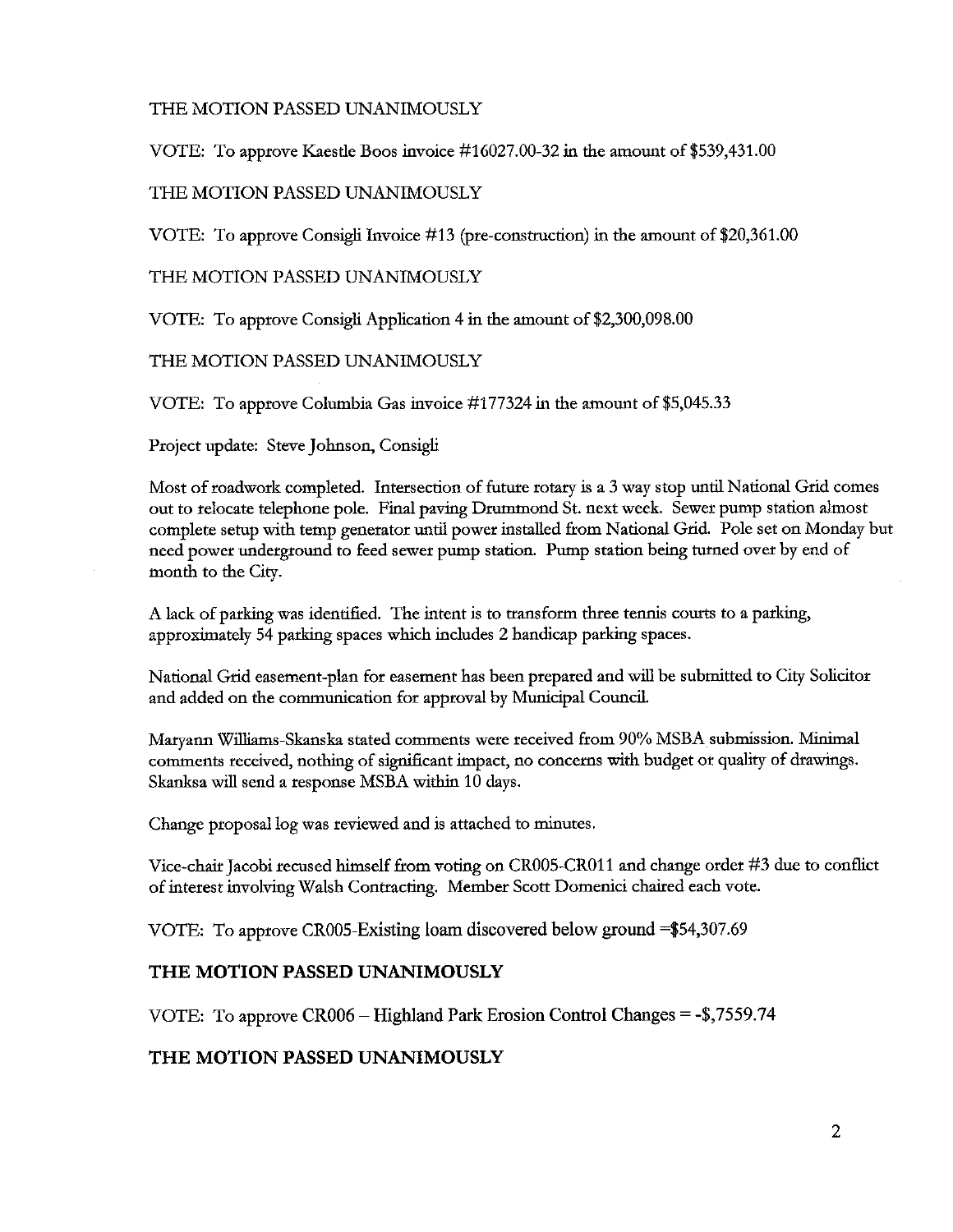THE MOTION PASSED UNANIMOUSLY

VOTE: To approve Kaestle Boos invoice #16027.00-32 in the amount of $539,431.00

THE MOTION PASSED UNANIMOUSLY

VOTE: To approve Consigli Invoice #13 (pre-construction) in the amount of $20,361.00

THE MOTION PASSED UNANIMOUSLY

VOTE: To approve Consigli Application 4 in the amount of $2,300,098.00

THE MOTION PASSED UNANIMOUSLY

VOTE: To approve Columbia Gas invoice #177324 in the amount of $5,045.33

Project update: Steve Johnson, Consigli

Most of roadwork completed. Intersection of future rotary is a 3 way stop until National Grid comes out to relocate telephone pole. Final paving Drummond St. next week. Sewer pump station almost complete setup with temp generator until power installed from National Grid. Pole set on Monday but need power underground to feed sewer pump station. Pump station being turned over by end of month to the City.

A lack of parking was identified. The intent is to transform three tennis courts to a parking, approximately 54 parking spaces which includes 2 handicap parking spaces.

National Grid easement-plan for easement has been prepared and will be submitted to City Solicitor and added on the communication for approval by Municipal Council.

Maryann Williams-Skanska stated comments were received from 90% MSBA submission. Minimal comments received, nothing of significant impact, no concerns with budget or quality of drawings. Skanksa will send a response MSBA within 10 days.

Change proposal log was reviewed and is attached to minutes.

Vice-chair Jacobi recused himself from voting on CR005-CR011 and change order #3 due to conflict of interest involving Walsh Contracting. Member Scott Domenici chaired each vote.

VOTE: To approve CR005-Existing loam discovered below ground =$54,307.69

**THE MOTION PASSED UNANIMOUSLY**

VOTE: To approve CR006 – Highland Park Erosion Control Changes = -$,7559.74

**THE MOTION PASSED UNANIMOUSLY**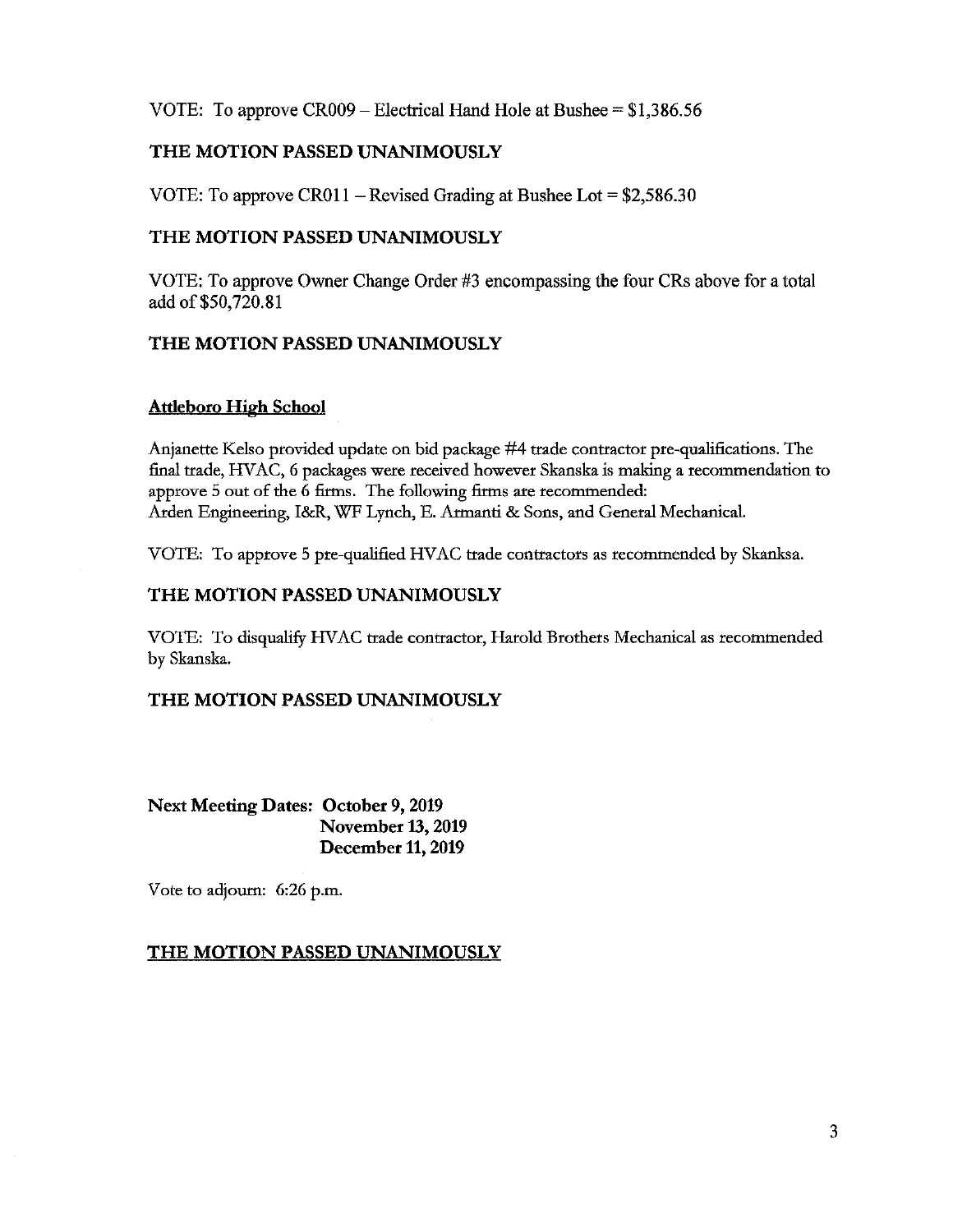VOTE: To approve CR009 – Electrical Hand Hole at Bushee = $1,386.56

**THE MOTION PASSED UNANIMOUSLY**

VOTE: To approve CR011 – Revised Grading at Bushee Lot = $2,586.30

**THE MOTION PASSED UNANIMOUSLY**

VOTE: To approve Owner Change Order #3 encompassing the four CRs above for a total add of $50,720.81

**THE MOTION PASSED UNANIMOUSLY**

**Attleboro High School**

Anjanette Kelso provided update on bid package #4 trade contractor pre-qualifications. The final trade, HVAC, 6 packages were received however Skanska is making a recommendation to approve 5 out of the 6 firms. The following firms are recommended:
Arden Engineering, I&R, WF Lynch, E. Armanti & Sons, and General Mechanical.

VOTE: To approve 5 pre-qualified HVAC trade contractors as recommended by Skanksa.

**THE MOTION PASSED UNANIMOUSLY**

VOTE: To disqualify HVAC trade contractor, Harold Brothers Mechanical as recommended by Skanska.

**THE MOTION PASSED UNANIMOUSLY**

**Next Meeting Dates: October 9, 2019**
**November 13, 2019**
**December 11, 2019**

Vote to adjourn: 6:26 p.m.

**THE MOTION PASSED UNANIMOUSLY**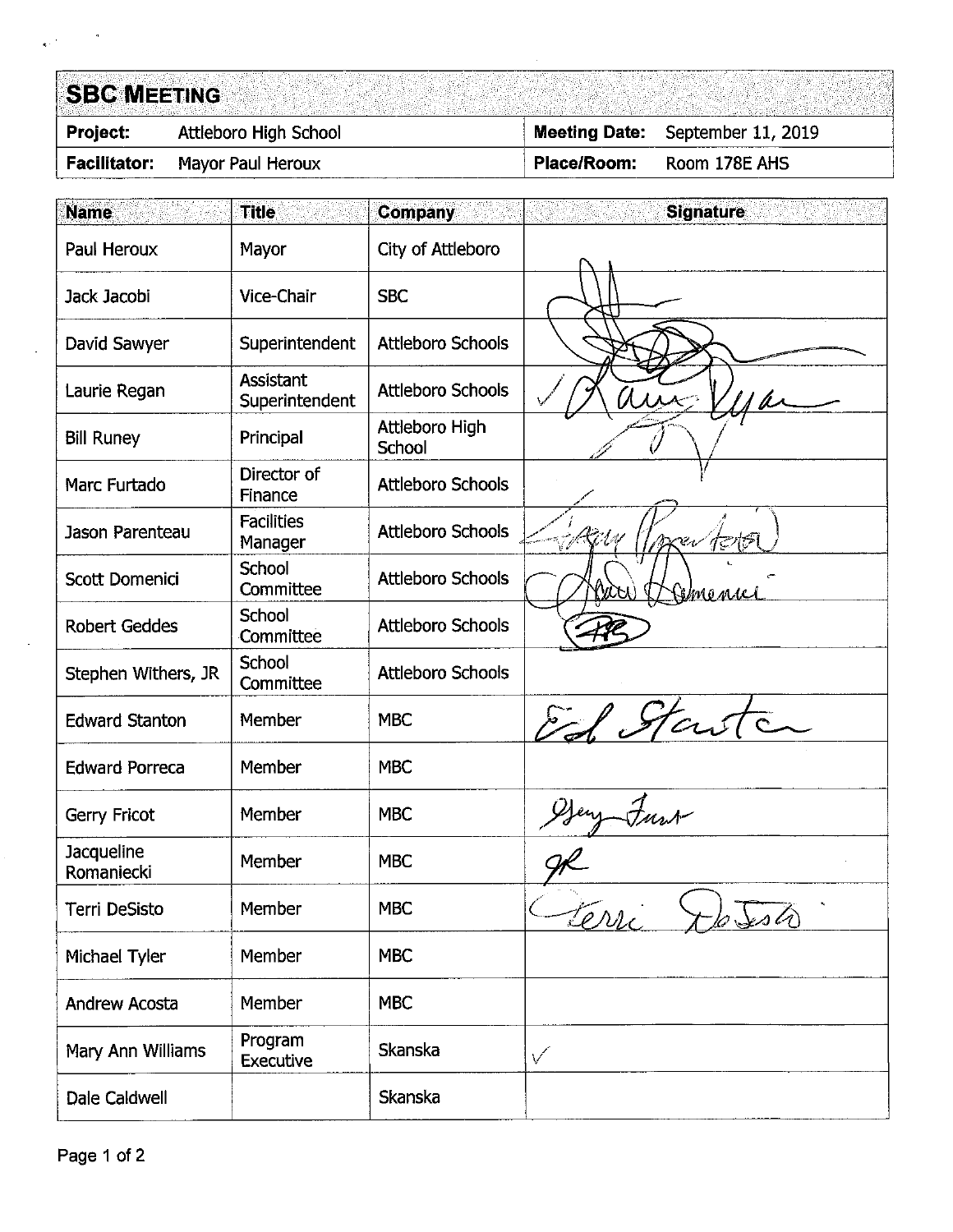## SBC MEETING

| Project: | Attleboro High School | Meeting Date: | September 11, 2019 |
|---|---|---|---|
| Facilitator: | Mayor Paul Heroux | Place/Room: | Room 178E AHS |

| Name | Title | Company | Signature |
|---|---|---|---|
| Paul Heroux | Mayor | City of Attleboro | |
| Jack Jacobi | Vice-Chair | SBC | |
| David Sawyer | Superintendent | Attleboro Schools | |
| Laurie Regan | Assistant Superintendent | Attleboro Schools | ✓ Laurie Regan |
| Bill Runey | Principal | Attleboro High School | |
| Marc Furtado | Director of Finance | Attleboro Schools | |
| Jason Parenteau | Facilities Manager | Attleboro Schools | Jason Parenteau |
| Scott Domenici | School Committee | Attleboro Schools | Scott Domenici |
| Robert Geddes | School Committee | Attleboro Schools | RG |
| Stephen Withers, JR | School Committee | Attleboro Schools | |
| Edward Stanton | Member | MBC | Ed Stanton |
| Edward Porreca | Member | MBC | |
| Gerry Fricot | Member | MBC | Gerry Fricot |
| Jacqueline Romaniecki | Member | MBC | JR |
| Terri DeSisto | Member | MBC | Terri DeSisto |
| Michael Tyler | Member | MBC | |
| Andrew Acosta | Member | MBC | |
| Mary Ann Williams | Program Executive | Skanska | ✓ |
| Dale Caldwell | | Skanska | |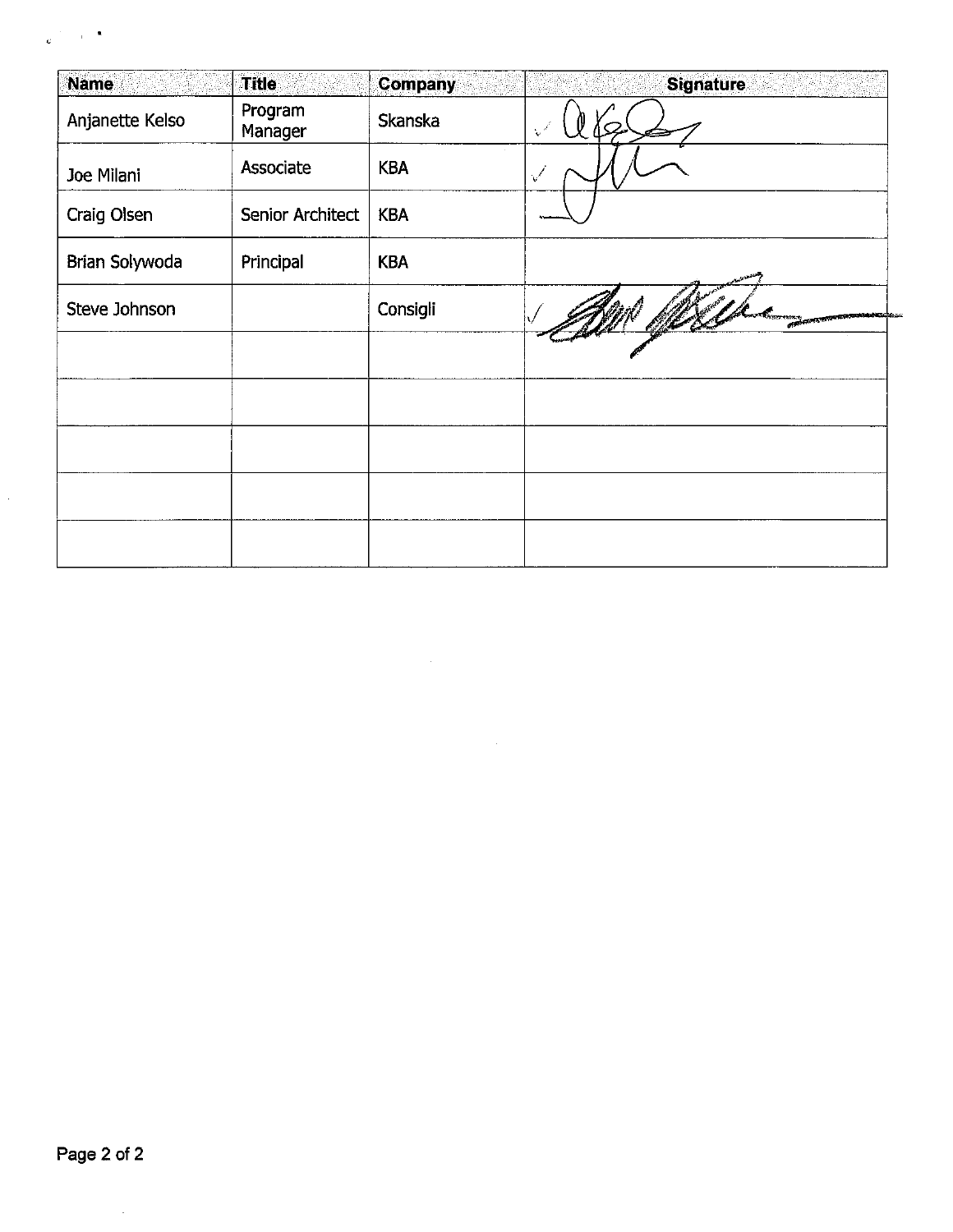| Name | Title | Company | Signature |
| --- | --- | --- | --- |
| Anjanette Kelso | Program Manager | Skanska | |
| Joe Milani | Associate | KBA | |
| Craig Olsen | Senior Architect | KBA | |
| Brian Solywoda | Principal | KBA | |
| Steve Johnson | | Consigli | |
| | | | |
| | | | |
| | | | |
| | | | |
| | | | |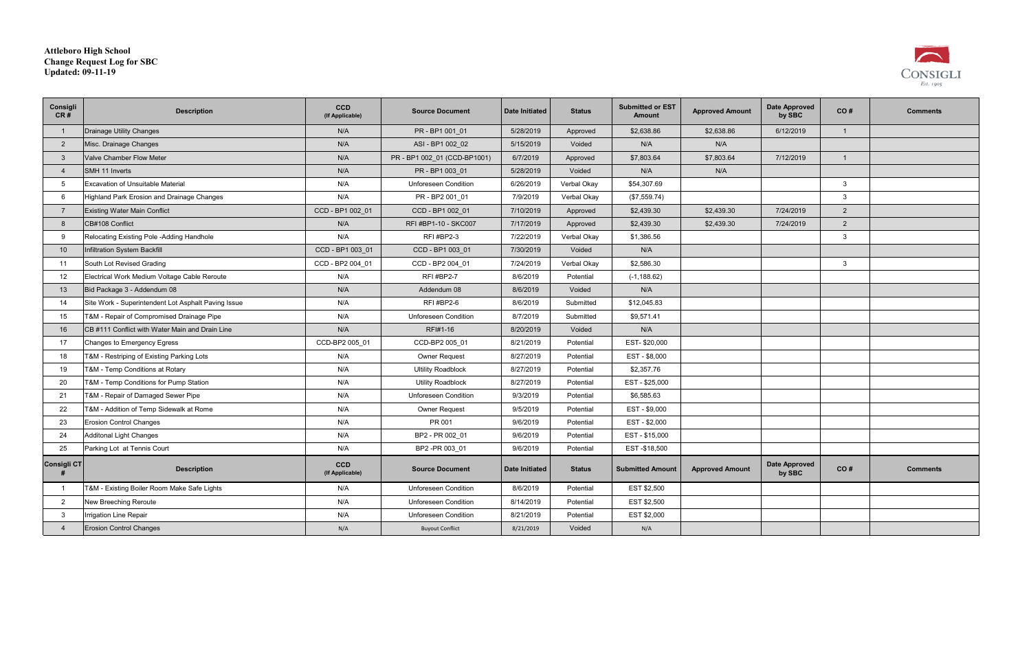**Attleboro High School**
**Change Request Log for SBC**
**Updated: 09-11-19**

CONSIGLI
Est. 1905

| Consigli CR # | Description | CCD (If Applicable) | Source Document | Date Initiated | Status | Submitted or EST Amount | Approved Amount | Date Approved by SBC | CO # | Comments |
|---|---|---|---|---|---|---|---|---|---|---|
| 1 | Drainage Utility Changes | N/A | PR - BP1 001_01 | 5/28/2019 | Approved | $2,638.86 | $2,638.86 | 6/12/2019 | 1 | |
| 2 | Misc. Drainage Changes | N/A | ASI - BP1 002_02 | 5/15/2019 | Voided | N/A | N/A | | | |
| 3 | Valve Chamber Flow Meter | N/A | PR - BP1 002_01 (CCD-BP1001) | 6/7/2019 | Approved | $7,803.64 | $7,803.64 | 7/12/2019 | 1 | |
| 4 | SMH 11 Inverts | N/A | PR - BP1 003_01 | 5/28/2019 | Voided | N/A | N/A | | | |
| 5 | Excavation of Unsuitable Material | N/A | Unforeseen Condition | 6/26/2019 | Verbal Okay | $54,307.69 | | | 3 | |
| 6 | Highland Park Erosion and Drainage Changes | N/A | PR - BP2 001_01 | 7/9/2019 | Verbal Okay | ($7,559.74) | | | 3 | |
| 7 | Existing Water Main Conflict | CCD - BP1 002_01 | CCD - BP1 002_01 | 7/10/2019 | Approved | $2,439.30 | $2,439.30 | 7/24/2019 | 2 | |
| 8 | CB#108 Conflict | N/A | RFI #BP1-10 - SKC007 | 7/17/2019 | Approved | $2,439.30 | $2,439.30 | 7/24/2019 | 2 | |
| 9 | Relocating Existing Pole -Adding Handhole | N/A | RFI #BP2-3 | 7/22/2019 | Verbal Okay | $1,386.56 | | | 3 | |
| 10 | Infiltration System Backfill | CCD - BP1 003_01 | CCD - BP1 003_01 | 7/30/2019 | Voided | N/A | | | | |
| 11 | South Lot Revised Grading | CCD - BP2 004_01 | CCD - BP2 004_01 | 7/24/2019 | Verbal Okay | $2,586.30 | | | 3 | |
| 12 | Electrical Work Medium Voltage Cable Reroute | N/A | RFI #BP2-7 | 8/6/2019 | Potential | (-1,188.62) | | | | |
| 13 | Bid Package 3 - Addendum 08 | N/A | Addendum 08 | 8/6/2019 | Voided | N/A | | | | |
| 14 | Site Work - Superintendent Lot Asphalt Paving Issue | N/A | RFI #BP2-6 | 8/6/2019 | Submitted | $12,045.83 | | | | |
| 15 | T&M - Repair of Compromised Drainage Pipe | N/A | Unforeseen Condition | 8/7/2019 | Submitted | $9,571.41 | | | | |
| 16 | CB #111 Conflict with Water Main and Drain Line | N/A | RFI#1-16 | 8/20/2019 | Voided | N/A | | | | |
| 17 | Changes to Emergency Egress | CCD-BP2 005_01 | CCD-BP2 005_01 | 8/21/2019 | Potential | EST- $20,000 | | | | |
| 18 | T&M - Restriping of Existing Parking Lots | N/A | Owner Request | 8/27/2019 | Potential | EST - $8,000 | | | | |
| 19 | T&M - Temp Conditions at Rotary | N/A | Ultility Roadblock | 8/27/2019 | Potential | $2,357.76 | | | | |
| 20 | T&M - Temp Conditions for Pump Station | N/A | Utility Roadblock | 8/27/2019 | Potential | EST - $25,000 | | | | |
| 21 | T&M - Repair of Damaged Sewer Pipe | N/A | Unforeseen Condition | 9/3/2019 | Potential | $6,585.63 | | | | |
| 22 | T&M - Addition of Temp Sidewalk at Rome | N/A | Owner Request | 9/5/2019 | Potential | EST - $9,000 | | | | |
| 23 | Erosion Control Changes | N/A | PR 001 | 9/6/2019 | Potential | EST - $2,000 | | | | |
| 24 | Additonal Light Changes | N/A | BP2 - PR 002_01 | 9/6/2019 | Potential | EST - $15,000 | | | | |
| 25 | Parking Lot at Tennis Court | N/A | BP2 -PR 003_01 | 9/6/2019 | Potential | EST -$18,500 | | | | |
| **Consigli CT #** | **Description** | **CCD (If Applicable)** | **Source Document** | **Date Initiated** | **Status** | **Submitted Amount** | **Approved Amount** | **Date Approved by SBC** | **CO #** | **Comments** |
| 1 | T&M - Existing Boiler Room Make Safe Lights | N/A | Unforeseen Condition | 8/6/2019 | Potential | EST $2,500 | | | | |
| 2 | New Breeching Reroute | N/A | Unforeseen Condition | 8/14/2019 | Potential | EST $2,500 | | | | |
| 3 | Irrigation Line Repair | N/A | Unforeseen Condition | 8/21/2019 | Potential | EST $2,000 | | | | |
| 4 | Erosion Control Changes | N/A | Buyout Conflict | 8/21/2019 | Voided | N/A | | | | |